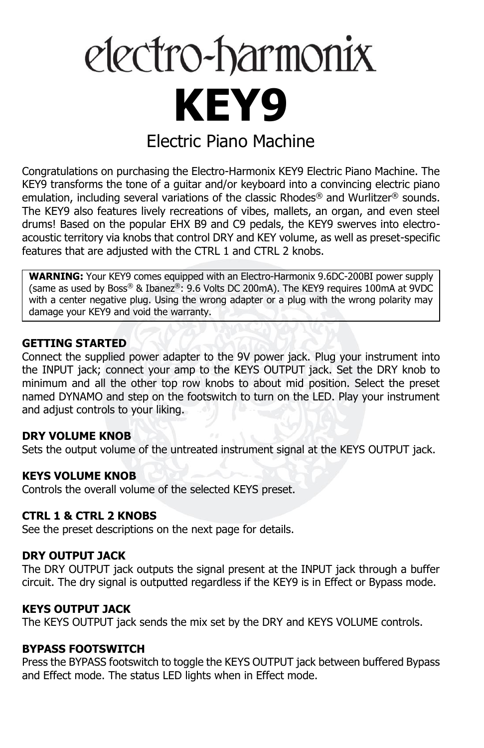# electro-harmonix

# KEY9

## Electric Piano Machine

Congratulations on purchasing the Electro-Harmonix KEY9 Electric Piano Machine. The KEY9 transforms the tone of a guitar and/or keyboard into a convincing electric piano emulation, including several variations of the classic Rhodes® and Wurlitzer® sounds. The KEY9 also features lively recreations of vibes, mallets, an organ, and even steel drums! Based on the popular EHX B9 and C9 pedals, the KEY9 swerves into electro-acoustic territory via knobs that control DRY and KEY volume, as well as preset-specific features that are adjusted with the CTRL 1 and CTRL 2 knobs.

**WARNING:** Your KEY9 comes equipped with an Electro-Harmonix 9.6DC-200BI power supply (same as used by Boss® & Ibanez®: 9.6 Volts DC 200mA). The KEY9 requires 100mA at 9VDC with a center negative plug. Using the wrong adapter or a plug with the wrong polarity may damage your KEY9 and void the warranty.

### GETTING STARTED

Connect the supplied power adapter to the 9V power jack. Plug your instrument into the INPUT jack; connect your amp to the KEYS OUTPUT jack. Set the DRY knob to minimum and all the other top row knobs to about mid position. Select the preset named DYNAMO and step on the footswitch to turn on the LED. Play your instrument and adjust controls to your liking.

### DRY VOLUME KNOB

Sets the output volume of the untreated instrument signal at the KEYS OUTPUT jack.

### KEYS VOLUME KNOB

Controls the overall volume of the selected KEYS preset.

### CTRL 1 & CTRL 2 KNOBS

See the preset descriptions on the next page for details.

### DRY OUTPUT JACK

The DRY OUTPUT jack outputs the signal present at the INPUT jack through a buffer circuit. The dry signal is outputted regardless if the KEY9 is in Effect or Bypass mode.

### KEYS OUTPUT JACK

The KEYS OUTPUT jack sends the mix set by the DRY and KEYS VOLUME controls.

### BYPASS FOOTSWITCH

Press the BYPASS footswitch to toggle the KEYS OUTPUT jack between buffered Bypass and Effect mode. The status LED lights when in Effect mode.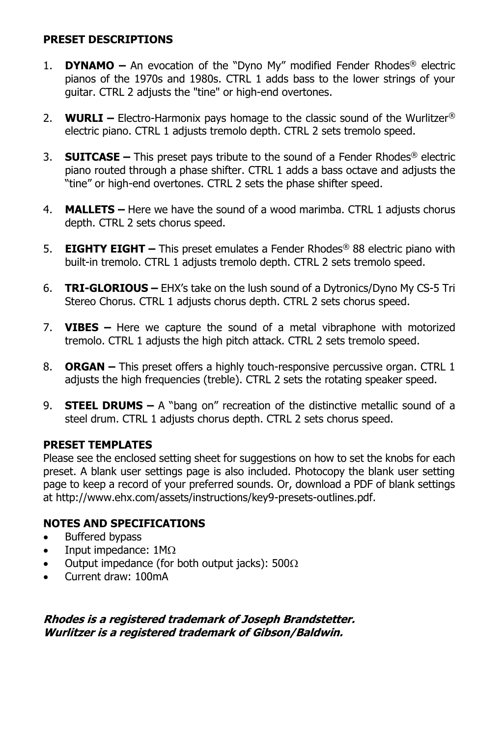**PRESET DESCRIPTIONS**

1. **DYNAMO –** An evocation of the “Dyno My” modified Fender Rhodes® electric pianos of the 1970s and 1980s. CTRL 1 adds bass to the lower strings of your guitar. CTRL 2 adjusts the "tine" or high-end overtones.

2. **WURLI –** Electro-Harmonix pays homage to the classic sound of the Wurlitzer® electric piano. CTRL 1 adjusts tremolo depth. CTRL 2 sets tremolo speed.

3. **SUITCASE –** This preset pays tribute to the sound of a Fender Rhodes® electric piano routed through a phase shifter. CTRL 1 adds a bass octave and adjusts the “tine” or high-end overtones. CTRL 2 sets the phase shifter speed.

4. **MALLETS –** Here we have the sound of a wood marimba. CTRL 1 adjusts chorus depth. CTRL 2 sets chorus speed.

5. **EIGHTY EIGHT –** This preset emulates a Fender Rhodes® 88 electric piano with built-in tremolo. CTRL 1 adjusts tremolo depth. CTRL 2 sets tremolo speed.

6. **TRI-GLORIOUS –** EHX’s take on the lush sound of a Dytronics/Dyno My CS-5 Tri Stereo Chorus. CTRL 1 adjusts chorus depth. CTRL 2 sets chorus speed.

7. **VIBES –** Here we capture the sound of a metal vibraphone with motorized tremolo. CTRL 1 adjusts the high pitch attack. CTRL 2 sets tremolo speed.

8. **ORGAN –** This preset offers a highly touch-responsive percussive organ. CTRL 1 adjusts the high frequencies (treble). CTRL 2 sets the rotating speaker speed.

9. **STEEL DRUMS –** A “bang on” recreation of the distinctive metallic sound of a steel drum. CTRL 1 adjusts chorus depth. CTRL 2 sets chorus speed.

**PRESET TEMPLATES**

Please see the enclosed setting sheet for suggestions on how to set the knobs for each preset. A blank user settings page is also included. Photocopy the blank user setting page to keep a record of your preferred sounds. Or, download a PDF of blank settings at http://www.ehx.com/assets/instructions/key9-presets-outlines.pdf.

**NOTES AND SPECIFICATIONS**

- Buffered bypass
- Input impedance: 1MΩ
- Output impedance (for both output jacks): 500Ω
- Current draw: 100mA

***Rhodes is a registered trademark of Joseph Brandstetter.***
***Wurlitzer is a registered trademark of Gibson/Baldwin.***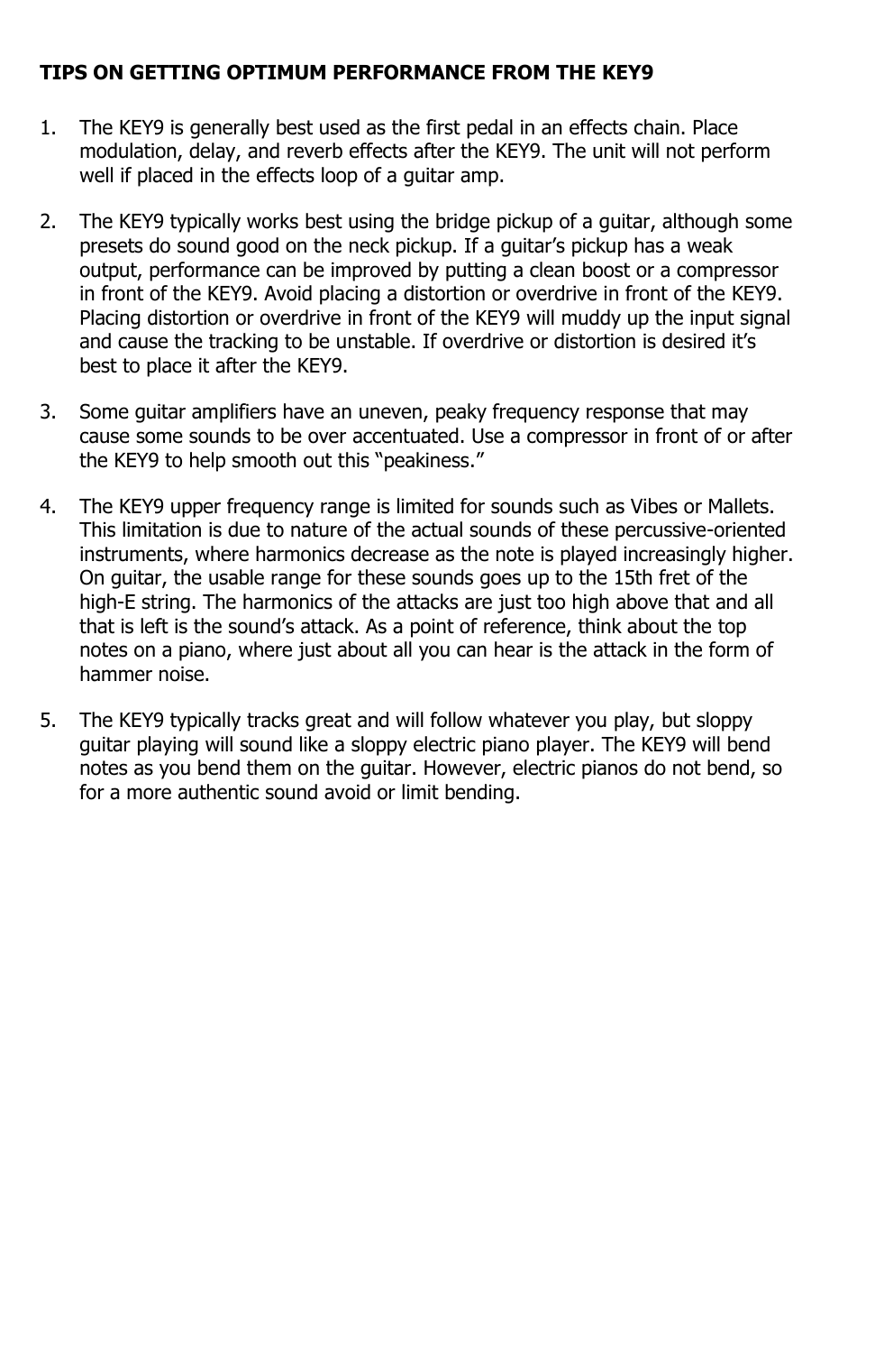**TIPS ON GETTING OPTIMUM PERFORMANCE FROM THE KEY9**

1. The KEY9 is generally best used as the first pedal in an effects chain. Place modulation, delay, and reverb effects after the KEY9. The unit will not perform well if placed in the effects loop of a guitar amp.

2. The KEY9 typically works best using the bridge pickup of a guitar, although some presets do sound good on the neck pickup. If a guitar's pickup has a weak output, performance can be improved by putting a clean boost or a compressor in front of the KEY9. Avoid placing a distortion or overdrive in front of the KEY9. Placing distortion or overdrive in front of the KEY9 will muddy up the input signal and cause the tracking to be unstable. If overdrive or distortion is desired it's best to place it after the KEY9.

3. Some guitar amplifiers have an uneven, peaky frequency response that may cause some sounds to be over accentuated. Use a compressor in front of or after the KEY9 to help smooth out this "peakiness."

4. The KEY9 upper frequency range is limited for sounds such as Vibes or Mallets. This limitation is due to nature of the actual sounds of these percussive-oriented instruments, where harmonics decrease as the note is played increasingly higher. On guitar, the usable range for these sounds goes up to the 15th fret of the high-E string. The harmonics of the attacks are just too high above that and all that is left is the sound's attack. As a point of reference, think about the top notes on a piano, where just about all you can hear is the attack in the form of hammer noise.

5. The KEY9 typically tracks great and will follow whatever you play, but sloppy guitar playing will sound like a sloppy electric piano player. The KEY9 will bend notes as you bend them on the guitar. However, electric pianos do not bend, so for a more authentic sound avoid or limit bending.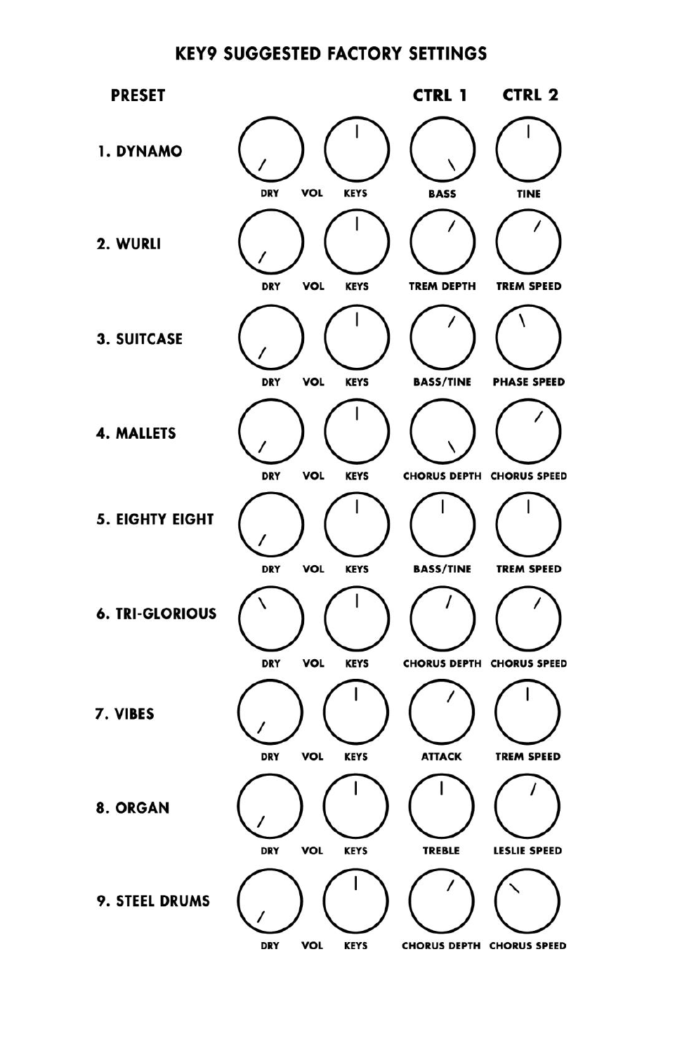# KEY9 SUGGESTED FACTORY SETTINGS

| PRESET | | | CTRL 1 | CTRL 2 |
|---|---|---|---|---|
| 1. DYNAMO | DRY | VOL KEYS | BASS | TINE |
| 2. WURLI | DRY | VOL KEYS | TREM DEPTH | TREM SPEED |
| 3. SUITCASE | DRY | VOL KEYS | BASS/TINE | PHASE SPEED |
| 4. MALLETS | DRY | VOL KEYS | CHORUS DEPTH | CHORUS SPEED |
| 5. EIGHTY EIGHT | DRY | VOL KEYS | BASS/TINE | TREM SPEED |
| 6. TRI-GLORIOUS | DRY | VOL KEYS | CHORUS DEPTH | CHORUS SPEED |
| 7. VIBES | DRY | VOL KEYS | ATTACK | TREM SPEED |
| 8. ORGAN | DRY | VOL KEYS | TREBLE | LESLIE SPEED |
| 9. STEEL DRUMS | DRY | VOL KEYS | CHORUS DEPTH | CHORUS SPEED |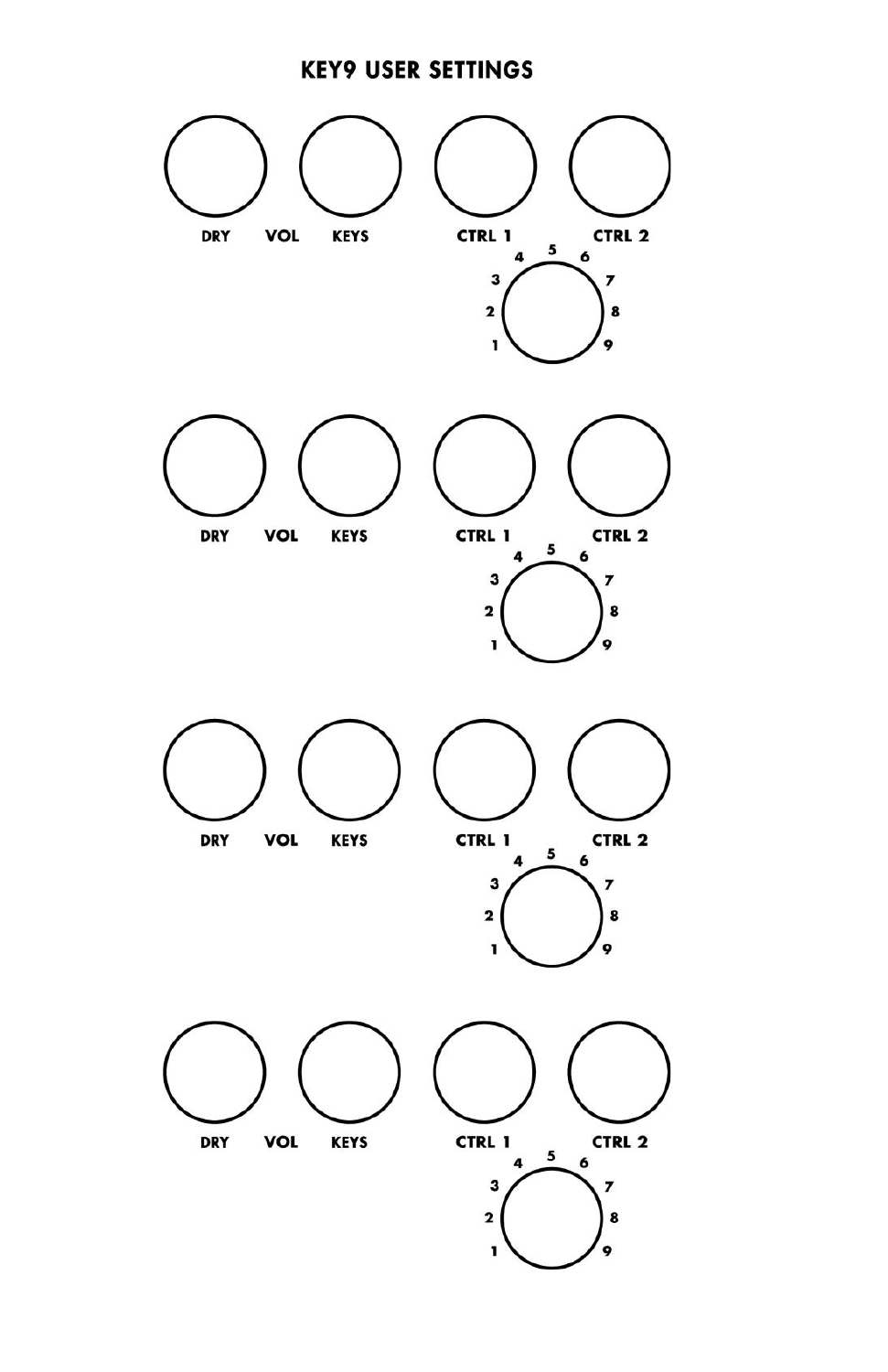# KEY9 USER SETTINGS

DRY VOL KEYS CTRL 1 CTRL 2

1 2 3 4 5 6 7 8 9

DRY VOL KEYS CTRL 1 CTRL 2

1 2 3 4 5 6 7 8 9

DRY VOL KEYS CTRL 1 CTRL 2

1 2 3 4 5 6 7 8 9

DRY VOL KEYS CTRL 1 CTRL 2

1 2 3 4 5 6 7 8 9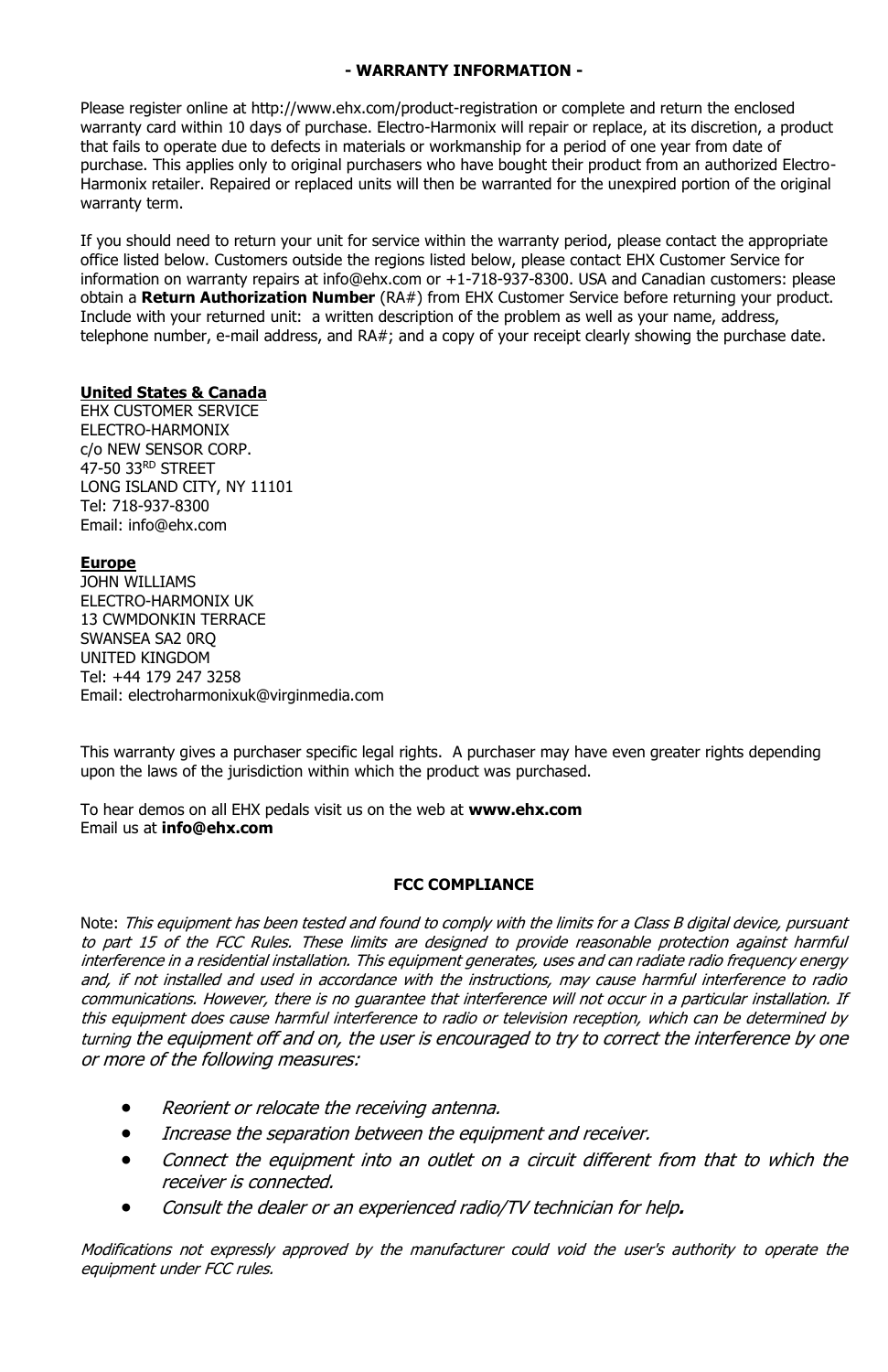## - WARRANTY INFORMATION -

Please register online at http://www.ehx.com/product-registration or complete and return the enclosed warranty card within 10 days of purchase. Electro-Harmonix will repair or replace, at its discretion, a product that fails to operate due to defects in materials or workmanship for a period of one year from date of purchase. This applies only to original purchasers who have bought their product from an authorized Electro-Harmonix retailer. Repaired or replaced units will then be warranted for the unexpired portion of the original warranty term.

If you should need to return your unit for service within the warranty period, please contact the appropriate office listed below. Customers outside the regions listed below, please contact EHX Customer Service for information on warranty repairs at info@ehx.com or +1-718-937-8300. USA and Canadian customers: please obtain a **Return Authorization Number** (RA#) from EHX Customer Service before returning your product. Include with your returned unit: a written description of the problem as well as your name, address, telephone number, e-mail address, and RA#; and a copy of your receipt clearly showing the purchase date.

**United States & Canada**
EHX CUSTOMER SERVICE
ELECTRO-HARMONIX
c/o NEW SENSOR CORP.
47-50 33RD STREET
LONG ISLAND CITY, NY 11101
Tel: 718-937-8300
Email: info@ehx.com

**Europe**
JOHN WILLIAMS
ELECTRO-HARMONIX UK
13 CWMDONKIN TERRACE
SWANSEA SA2 0RQ
UNITED KINGDOM
Tel: +44 179 247 3258
Email: electroharmonixuk@virginmedia.com

This warranty gives a purchaser specific legal rights. A purchaser may have even greater rights depending upon the laws of the jurisdiction within which the product was purchased.

To hear demos on all EHX pedals visit us on the web at **www.ehx.com**
Email us at **info@ehx.com**

## FCC COMPLIANCE

Note: *This equipment has been tested and found to comply with the limits for a Class B digital device, pursuant to part 15 of the FCC Rules. These limits are designed to provide reasonable protection against harmful interference in a residential installation. This equipment generates, uses and can radiate radio frequency energy and, if not installed and used in accordance with the instructions, may cause harmful interference to radio communications. However, there is no guarantee that interference will not occur in a particular installation. If this equipment does cause harmful interference to radio or television reception, which can be determined by turning the equipment off and on, the user is encouraged to try to correct the interference by one or more of the following measures:*

- *Reorient or relocate the receiving antenna.*
- *Increase the separation between the equipment and receiver.*
- *Connect the equipment into an outlet on a circuit different from that to which the receiver is connected.*
- *Consult the dealer or an experienced radio/TV technician for help.*

*Modifications not expressly approved by the manufacturer could void the user's authority to operate the equipment under FCC rules.*